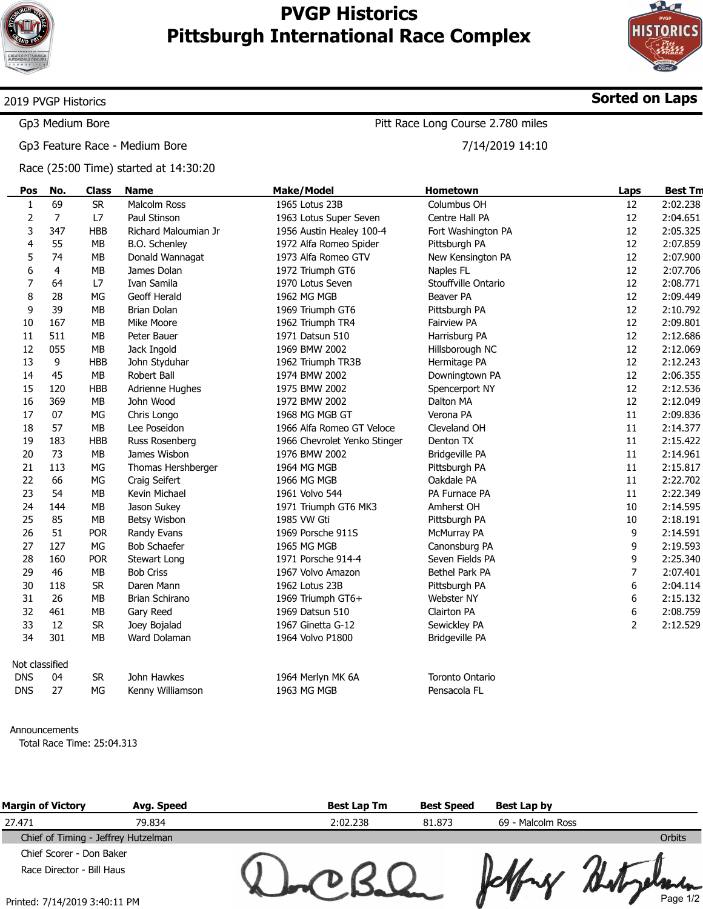# PVGP Historics
# Pittsburgh International Race Complex

2019 PVGP Historics — **Sorted on Laps**

Gp3 Medium Bore — Pitt Race Long Course 2.780 miles

Gp3 Feature Race - Medium Bore — 7/14/2019 14:10

Race (25:00 Time) started at 14:30:20

| Pos | No. | Class | Name | Make/Model | Hometown | Laps | Best Tm |
|---|---|---|---|---|---|---|---|
| 1 | 69 | SR | Malcolm Ross | 1965 Lotus 23B | Columbus OH | 12 | 2:02.238 |
| 2 | 7 | L7 | Paul Stinson | 1963 Lotus Super Seven | Centre Hall PA | 12 | 2:04.651 |
| 3 | 347 | HBB | Richard Maloumian Jr | 1956 Austin Healey 100-4 | Fort Washington PA | 12 | 2:05.325 |
| 4 | 55 | MB | B.O. Schenley | 1972 Alfa Romeo Spider | Pittsburgh PA | 12 | 2:07.859 |
| 5 | 74 | MB | Donald Wannagat | 1973 Alfa Romeo GTV | New Kensington PA | 12 | 2:07.900 |
| 6 | 4 | MB | James Dolan | 1972 Triumph GT6 | Naples FL | 12 | 2:07.706 |
| 7 | 64 | L7 | Ivan Samila | 1970 Lotus Seven | Stouffville Ontario | 12 | 2:08.771 |
| 8 | 28 | MG | Geoff Herald | 1962 MG MGB | Beaver PA | 12 | 2:09.449 |
| 9 | 39 | MB | Brian Dolan | 1969 Triumph GT6 | Pittsburgh PA | 12 | 2:10.792 |
| 10 | 167 | MB | Mike Moore | 1962 Triumph TR4 | Fairview PA | 12 | 2:09.801 |
| 11 | 511 | MB | Peter Bauer | 1971 Datsun 510 | Harrisburg PA | 12 | 2:12.686 |
| 12 | 055 | MB | Jack Ingold | 1969 BMW 2002 | Hillsborough NC | 12 | 2:12.069 |
| 13 | 9 | HBB | John Styduhar | 1962 Triumph TR3B | Hermitage PA | 12 | 2:12.243 |
| 14 | 45 | MB | Robert Ball | 1974 BMW 2002 | Downingtown PA | 12 | 2:06.355 |
| 15 | 120 | HBB | Adrienne Hughes | 1975 BMW 2002 | Spencerport NY | 12 | 2:12.536 |
| 16 | 369 | MB | John Wood | 1972 BMW 2002 | Dalton MA | 12 | 2:12.049 |
| 17 | 07 | MG | Chris Longo | 1968 MG MGB GT | Verona PA | 11 | 2:09.836 |
| 18 | 57 | MB | Lee Poseidon | 1966 Alfa Romeo GT Veloce | Cleveland OH | 11 | 2:14.377 |
| 19 | 183 | HBB | Russ Rosenberg | 1966 Chevrolet Yenko Stinger | Denton TX | 11 | 2:15.422 |
| 20 | 73 | MB | James Wisbon | 1976 BMW 2002 | Bridgeville PA | 11 | 2:14.961 |
| 21 | 113 | MG | Thomas Hershberger | 1964 MG MGB | Pittsburgh PA | 11 | 2:15.817 |
| 22 | 66 | MG | Craig Seifert | 1966 MG MGB | Oakdale PA | 11 | 2:22.702 |
| 23 | 54 | MB | Kevin Michael | 1961 Volvo 544 | PA Furnace PA | 11 | 2:22.349 |
| 24 | 144 | MB | Jason Sukey | 1971 Triumph GT6 MK3 | Amherst OH | 10 | 2:14.595 |
| 25 | 85 | MB | Betsy Wisbon | 1985 VW Gti | Pittsburgh PA | 10 | 2:18.191 |
| 26 | 51 | POR | Randy Evans | 1969 Porsche 911S | McMurray PA | 9 | 2:14.591 |
| 27 | 127 | MG | Bob Schaefer | 1965 MG MGB | Canonsburg PA | 9 | 2:19.593 |
| 28 | 160 | POR | Stewart Long | 1971 Porsche 914-4 | Seven Fields PA | 9 | 2:25.340 |
| 29 | 46 | MB | Bob Criss | 1967 Volvo Amazon | Bethel Park PA | 7 | 2:07.401 |
| 30 | 118 | SR | Daren Mann | 1962 Lotus 23B | Pittsburgh PA | 6 | 2:04.114 |
| 31 | 26 | MB | Brian Schirano | 1969 Triumph GT6+ | Webster NY | 6 | 2:15.132 |
| 32 | 461 | MB | Gary Reed | 1969 Datsun 510 | Clairton PA | 6 | 2:08.759 |
| 33 | 12 | SR | Joey Bojalad | 1967 Ginetta G-12 | Sewickley PA | 2 | 2:12.529 |
| 34 | 301 | MB | Ward Dolaman | 1964 Volvo P1800 | Bridgeville PA | | |
| Not classified | | | | | | | |
| DNS | 04 | SR | John Hawkes | 1964 Merlyn MK 6A | Toronto Ontario | | |
| DNS | 27 | MG | Kenny Williamson | 1963 MG MGB | Pensacola FL | | |

Announcements
Total Race Time: 25:04.313

| Margin of Victory | Avg. Speed | Best Lap Tm | Best Speed | Best Lap by |
|---|---|---|---|---|
| 27.471 | 79.834 | 2:02.238 | 81.873 | 69 - Malcolm Ross |

Chief of Timing - Jeffrey Hutzelman — Orbits

Chief Scorer - Don Baker

Race Director - Bill Haus

Printed: 7/14/2019 3:40:11 PM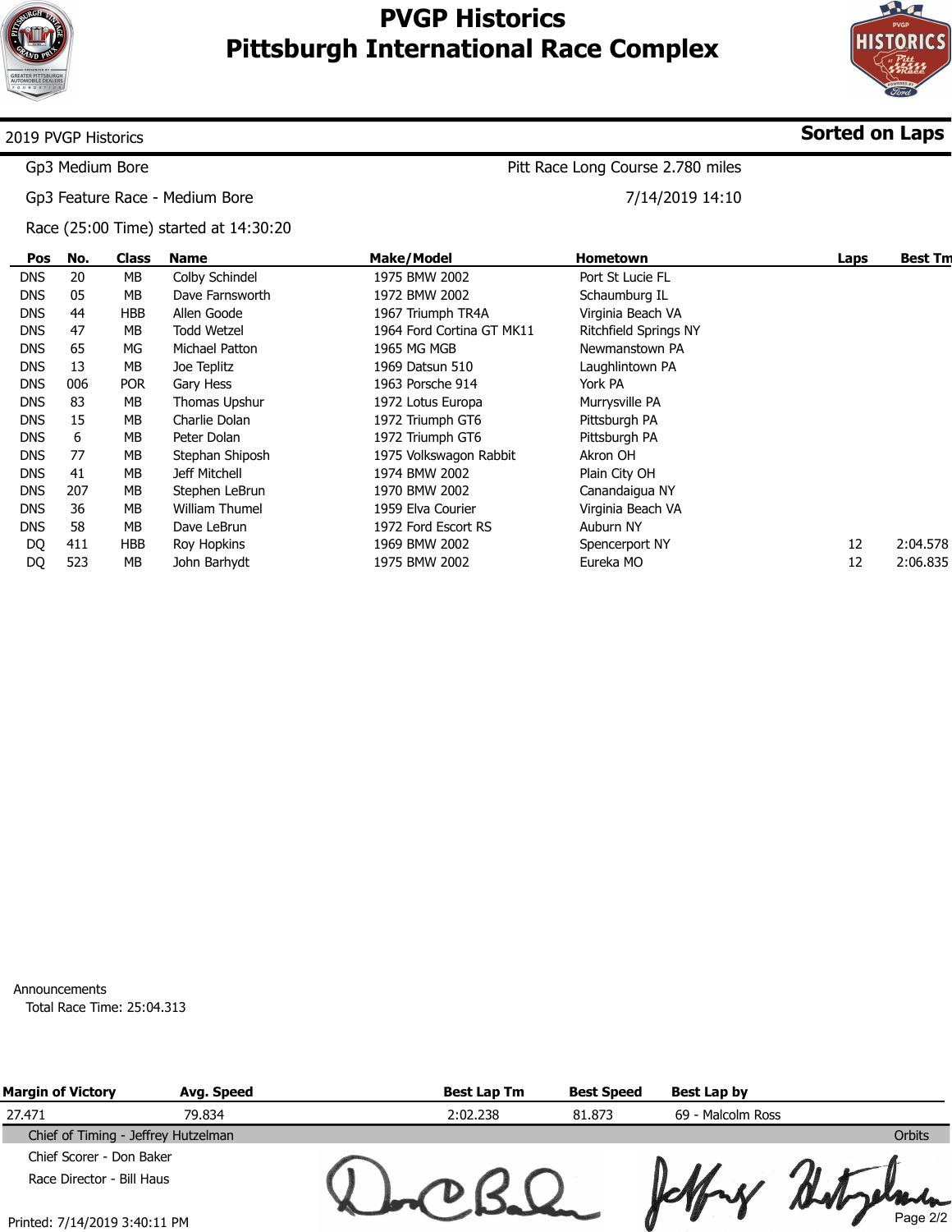# PVGP Historics
# Pittsburgh International Race Complex

2019 PVGP Historics **Sorted on Laps**

Gp3 Medium Bore — Pitt Race Long Course 2.780 miles

Gp3 Feature Race - Medium Bore — 7/14/2019 14:10

Race (25:00 Time) started at 14:30:20

| Pos | No. | Class | Name | Make/Model | Hometown | Laps | Best Tm |
|---|---|---|---|---|---|---|---|
| DNS | 20 | MB | Colby Schindel | 1975 BMW 2002 | Port St Lucie FL | | |
| DNS | 05 | MB | Dave Farnsworth | 1972 BMW 2002 | Schaumburg IL | | |
| DNS | 44 | HBB | Allen Goode | 1967 Triumph TR4A | Virginia Beach VA | | |
| DNS | 47 | MB | Todd Wetzel | 1964 Ford Cortina GT MK11 | Ritchfield Springs NY | | |
| DNS | 65 | MG | Michael Patton | 1965 MG MGB | Newmanstown PA | | |
| DNS | 13 | MB | Joe Teplitz | 1969 Datsun 510 | Laughlintown PA | | |
| DNS | 006 | POR | Gary Hess | 1963 Porsche 914 | York PA | | |
| DNS | 83 | MB | Thomas Upshur | 1972 Lotus Europa | Murrysville PA | | |
| DNS | 15 | MB | Charlie Dolan | 1972 Triumph GT6 | Pittsburgh PA | | |
| DNS | 6 | MB | Peter Dolan | 1972 Triumph GT6 | Pittsburgh PA | | |
| DNS | 77 | MB | Stephan Shiposh | 1975 Volkswagon Rabbit | Akron OH | | |
| DNS | 41 | MB | Jeff Mitchell | 1974 BMW 2002 | Plain City OH | | |
| DNS | 207 | MB | Stephen LeBrun | 1970 BMW 2002 | Canandaigua NY | | |
| DNS | 36 | MB | William Thumel | 1959 Elva Courier | Virginia Beach VA | | |
| DNS | 58 | MB | Dave LeBrun | 1972 Ford Escort RS | Auburn NY | | |
| DQ | 411 | HBB | Roy Hopkins | 1969 BMW 2002 | Spencerport NY | 12 | 2:04.578 |
| DQ | 523 | MB | John Barhydt | 1975 BMW 2002 | Eureka MO | 12 | 2:06.835 |

Announcements
Total Race Time: 25:04.313

| Margin of Victory | Avg. Speed | Best Lap Tm | Best Speed | Best Lap by |
|---|---|---|---|---|
| 27.471 | 79.834 | 2:02.238 | 81.873 | 69 - Malcolm Ross |

Chief of Timing - Jeffrey Hutzelman — Orbits

Chief Scorer - Don Baker

Race Director - Bill Haus

Printed: 7/14/2019 3:40:11 PM